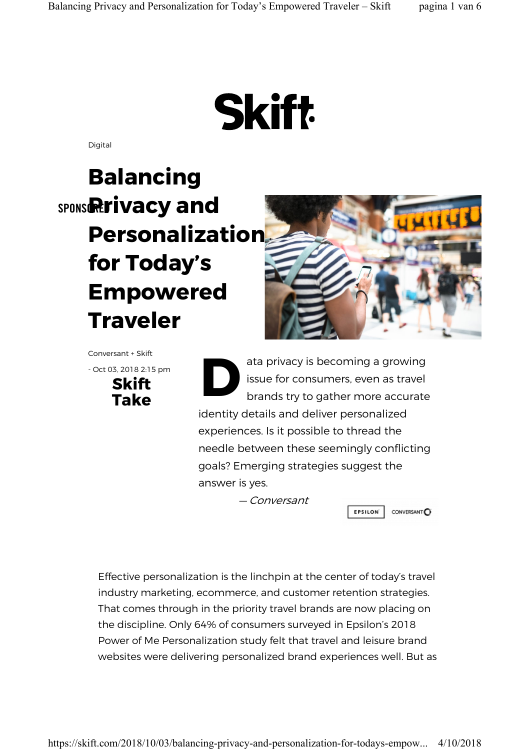Skift

Digital

SPONSORED

# Balancing Privacy and Personalization for Today's Empowered Traveler

Conversant + Skift

- Oct 03, 2018 2:15 pm

**Skift Take**

Data privacy is becoming a growing issue for consumers, even as travel brands try to gather more accurate identity details and deliver personalized experiences. Is it possible to thread the needle between these seemingly conflicting goals? Emerging strategies suggest the answer is yes.

*— Conversant*

EPSILON CONVERSANT

Effective personalization is the linchpin at the center of today's travel industry marketing, ecommerce, and customer retention strategies. That comes through in the priority travel brands are now placing on the discipline. Only 64% of consumers surveyed in Epsilon's 2018 Power of Me Personalization study felt that travel and leisure brand websites were delivering personalized brand experiences well. But as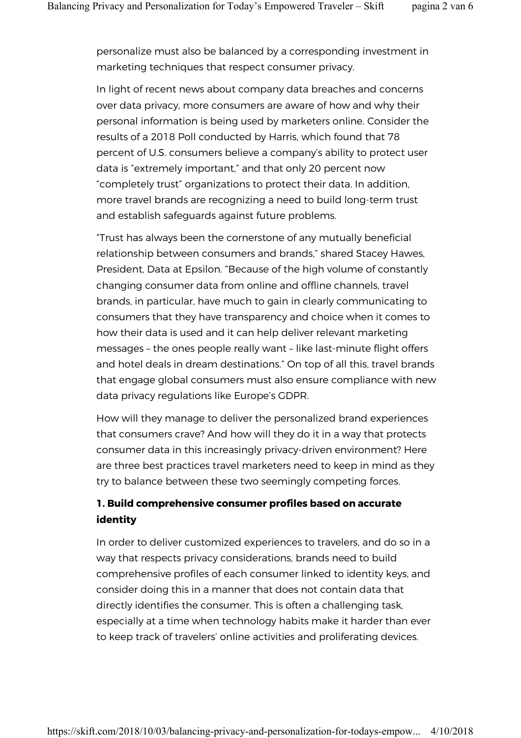personalize must also be balanced by a corresponding investment in marketing techniques that respect consumer privacy.

In light of recent news about company data breaches and concerns over data privacy, more consumers are aware of how and why their personal information is being used by marketers online. Consider the results of a 2018 Poll conducted by Harris, which found that 78 percent of U.S. consumers believe a company's ability to protect user data is "extremely important," and that only 20 percent now "completely trust" organizations to protect their data. In addition, more travel brands are recognizing a need to build long-term trust and establish safeguards against future problems.

"Trust has always been the cornerstone of any mutually beneficial relationship between consumers and brands," shared Stacey Hawes, President, Data at Epsilon. "Because of the high volume of constantly changing consumer data from online and offline channels, travel brands, in particular, have much to gain in clearly communicating to consumers that they have transparency and choice when it comes to how their data is used and it can help deliver relevant marketing messages – the ones people really want – like last-minute flight offers and hotel deals in dream destinations." On top of all this, travel brands that engage global consumers must also ensure compliance with new data privacy regulations like Europe's GDPR.

How will they manage to deliver the personalized brand experiences that consumers crave? And how will they do it in a way that protects consumer data in this increasingly privacy-driven environment? Here are three best practices travel marketers need to keep in mind as they try to balance between these two seemingly competing forces.

### 1. Build comprehensive consumer profiles based on accurate identity

In order to deliver customized experiences to travelers, and do so in a way that respects privacy considerations, brands need to build comprehensive profiles of each consumer linked to identity keys, and consider doing this in a manner that does not contain data that directly identifies the consumer. This is often a challenging task, especially at a time when technology habits make it harder than ever to keep track of travelers' online activities and proliferating devices.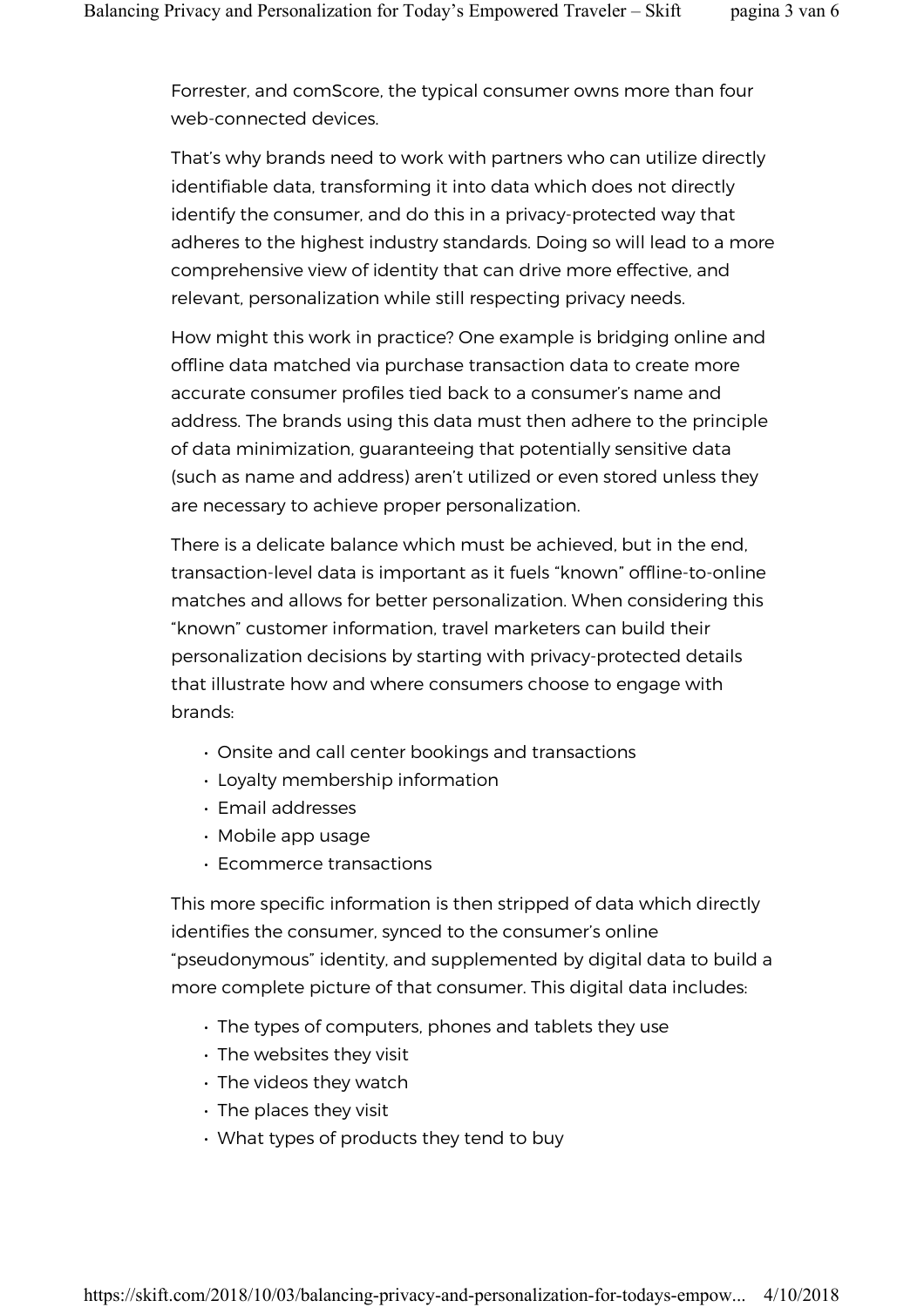Forrester, and comScore, the typical consumer owns more than four web-connected devices.

That's why brands need to work with partners who can utilize directly identifiable data, transforming it into data which does not directly identify the consumer, and do this in a privacy-protected way that adheres to the highest industry standards. Doing so will lead to a more comprehensive view of identity that can drive more effective, and relevant, personalization while still respecting privacy needs.

How might this work in practice? One example is bridging online and offline data matched via purchase transaction data to create more accurate consumer profiles tied back to a consumer's name and address. The brands using this data must then adhere to the principle of data minimization, guaranteeing that potentially sensitive data (such as name and address) aren't utilized or even stored unless they are necessary to achieve proper personalization.

There is a delicate balance which must be achieved, but in the end, transaction-level data is important as it fuels "known" offline-to-online matches and allows for better personalization. When considering this "known" customer information, travel marketers can build their personalization decisions by starting with privacy-protected details that illustrate how and where consumers choose to engage with brands:

- Onsite and call center bookings and transactions
- Loyalty membership information
- Email addresses
- Mobile app usage
- Ecommerce transactions

This more specific information is then stripped of data which directly identifies the consumer, synced to the consumer's online "pseudonymous" identity, and supplemented by digital data to build a more complete picture of that consumer. This digital data includes:

- The types of computers, phones and tablets they use
- The websites they visit
- The videos they watch
- The places they visit
- What types of products they tend to buy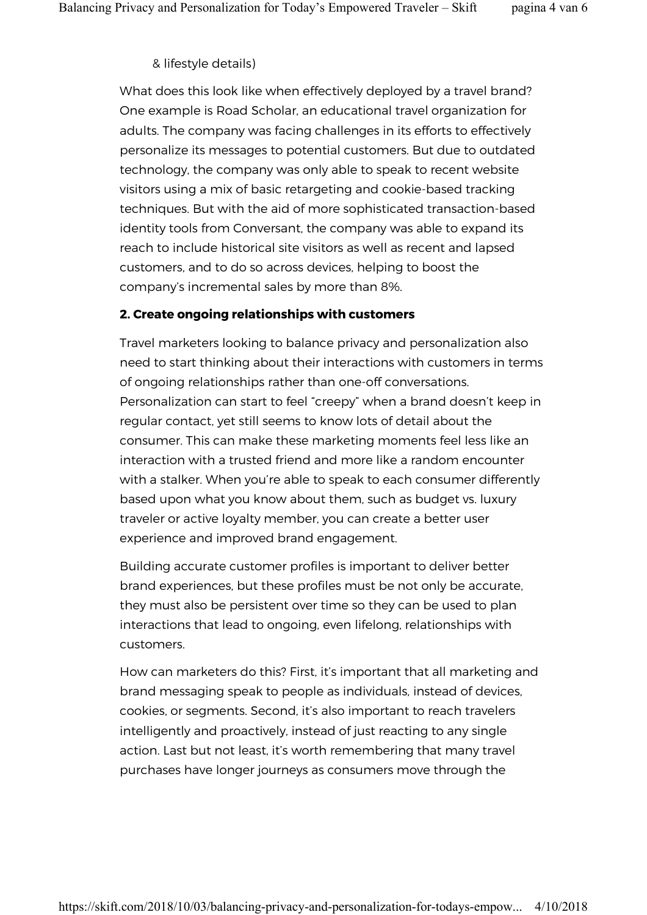& lifestyle details)

What does this look like when effectively deployed by a travel brand? One example is Road Scholar, an educational travel organization for adults. The company was facing challenges in its efforts to effectively personalize its messages to potential customers. But due to outdated technology, the company was only able to speak to recent website visitors using a mix of basic retargeting and cookie-based tracking techniques. But with the aid of more sophisticated transaction-based identity tools from Conversant, the company was able to expand its reach to include historical site visitors as well as recent and lapsed customers, and to do so across devices, helping to boost the company's incremental sales by more than 8%.

**2. Create ongoing relationships with customers**

Travel marketers looking to balance privacy and personalization also need to start thinking about their interactions with customers in terms of ongoing relationships rather than one-off conversations. Personalization can start to feel "creepy" when a brand doesn't keep in regular contact, yet still seems to know lots of detail about the consumer. This can make these marketing moments feel less like an interaction with a trusted friend and more like a random encounter with a stalker. When you're able to speak to each consumer differently based upon what you know about them, such as budget vs. luxury traveler or active loyalty member, you can create a better user experience and improved brand engagement.

Building accurate customer profiles is important to deliver better brand experiences, but these profiles must be not only be accurate, they must also be persistent over time so they can be used to plan interactions that lead to ongoing, even lifelong, relationships with customers.

How can marketers do this? First, it's important that all marketing and brand messaging speak to people as individuals, instead of devices, cookies, or segments. Second, it's also important to reach travelers intelligently and proactively, instead of just reacting to any single action. Last but not least, it's worth remembering that many travel purchases have longer journeys as consumers move through the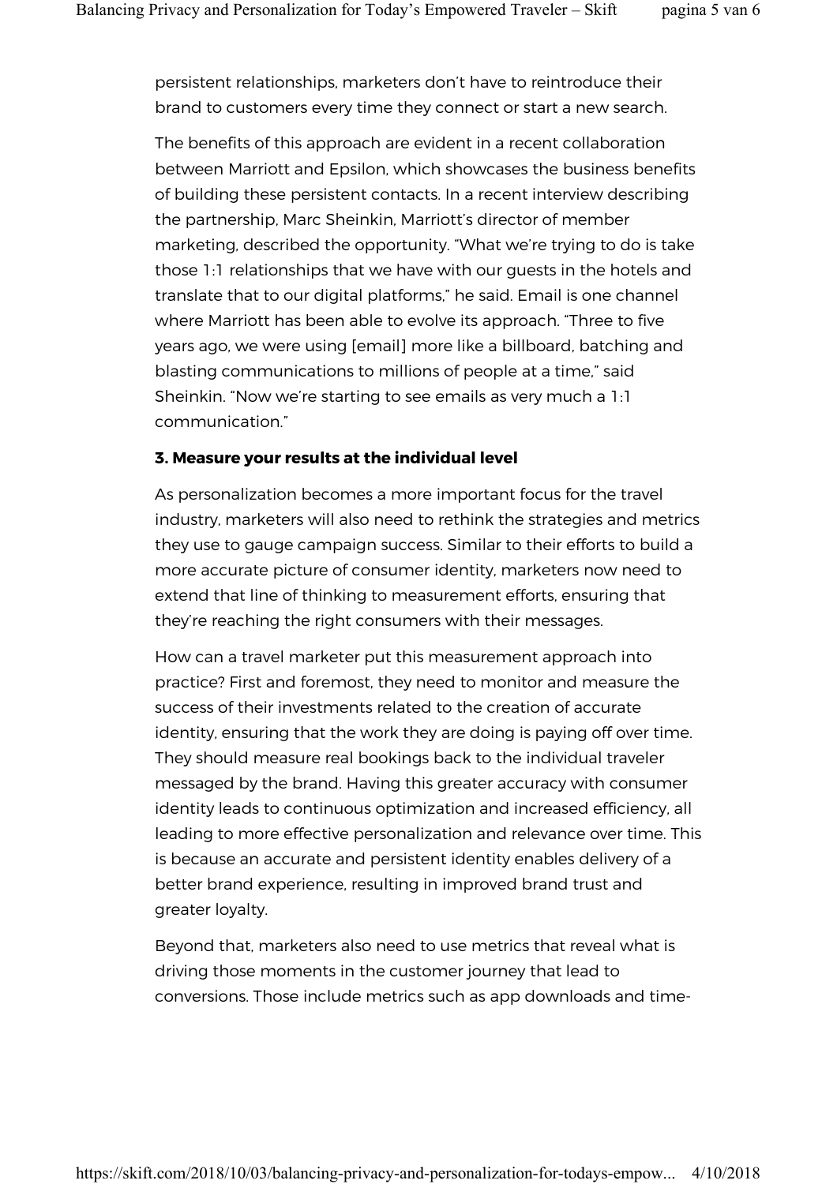persistent relationships, marketers don't have to reintroduce their brand to customers every time they connect or start a new search.

The benefits of this approach are evident in a recent collaboration between Marriott and Epsilon, which showcases the business benefits of building these persistent contacts. In a recent interview describing the partnership, Marc Sheinkin, Marriott's director of member marketing, described the opportunity. "What we're trying to do is take those 1:1 relationships that we have with our guests in the hotels and translate that to our digital platforms," he said. Email is one channel where Marriott has been able to evolve its approach. "Three to five years ago, we were using [email] more like a billboard, batching and blasting communications to millions of people at a time," said Sheinkin. "Now we're starting to see emails as very much a 1:1 communication."

### 3. Measure your results at the individual level

As personalization becomes a more important focus for the travel industry, marketers will also need to rethink the strategies and metrics they use to gauge campaign success. Similar to their efforts to build a more accurate picture of consumer identity, marketers now need to extend that line of thinking to measurement efforts, ensuring that they're reaching the right consumers with their messages.

How can a travel marketer put this measurement approach into practice? First and foremost, they need to monitor and measure the success of their investments related to the creation of accurate identity, ensuring that the work they are doing is paying off over time. They should measure real bookings back to the individual traveler messaged by the brand. Having this greater accuracy with consumer identity leads to continuous optimization and increased efficiency, all leading to more effective personalization and relevance over time. This is because an accurate and persistent identity enables delivery of a better brand experience, resulting in improved brand trust and greater loyalty.

Beyond that, marketers also need to use metrics that reveal what is driving those moments in the customer journey that lead to conversions. Those include metrics such as app downloads and time-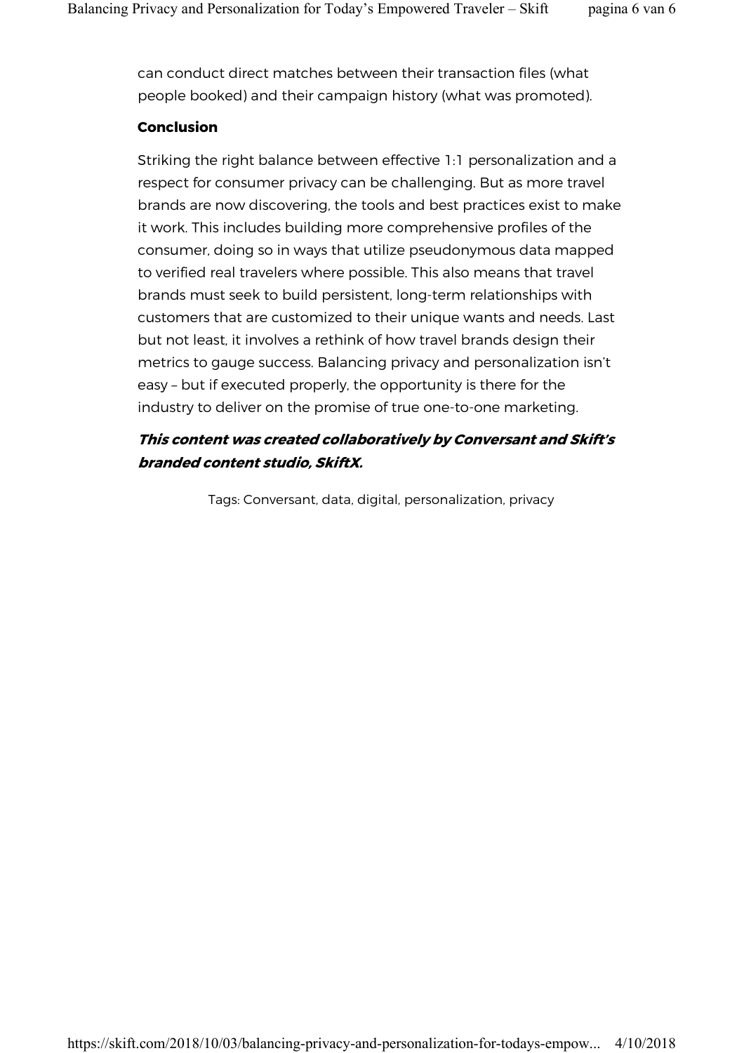can conduct direct matches between their transaction files (what people booked) and their campaign history (what was promoted).

### Conclusion

Striking the right balance between effective 1:1 personalization and a respect for consumer privacy can be challenging. But as more travel brands are now discovering, the tools and best practices exist to make it work. This includes building more comprehensive profiles of the consumer, doing so in ways that utilize pseudonymous data mapped to verified real travelers where possible. This also means that travel brands must seek to build persistent, long-term relationships with customers that are customized to their unique wants and needs. Last but not least, it involves a rethink of how travel brands design their metrics to gauge success. Balancing privacy and personalization isn't easy – but if executed properly, the opportunity is there for the industry to deliver on the promise of true one-to-one marketing.

***This content was created collaboratively by Conversant and Skift's branded content studio, SkiftX.***

Tags: Conversant, data, digital, personalization, privacy